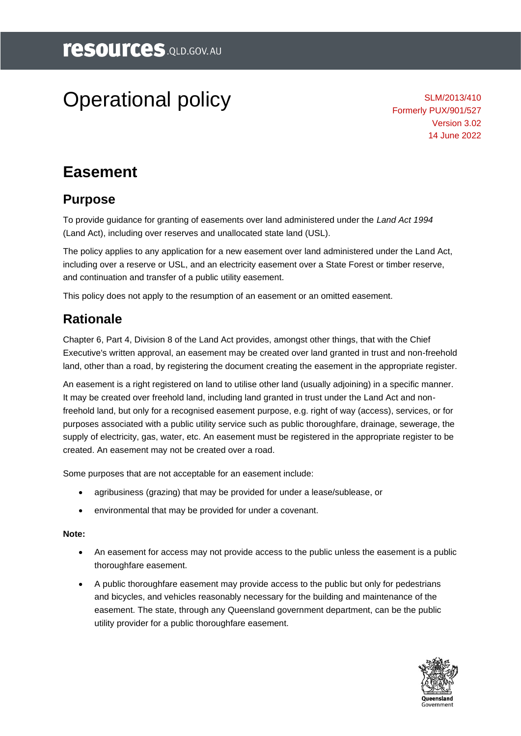# Operational policy

SLM/2013/410
Formerly PUX/901/527
Version 3.02
14 June 2022

## Easement

### Purpose

To provide guidance for granting of easements over land administered under the *Land Act 1994* (Land Act), including over reserves and unallocated state land (USL).

The policy applies to any application for a new easement over land administered under the Land Act, including over a reserve or USL, and an electricity easement over a State Forest or timber reserve, and continuation and transfer of a public utility easement.

This policy does not apply to the resumption of an easement or an omitted easement.

### Rationale

Chapter 6, Part 4, Division 8 of the Land Act provides, amongst other things, that with the Chief Executive's written approval, an easement may be created over land granted in trust and non-freehold land, other than a road, by registering the document creating the easement in the appropriate register.

An easement is a right registered on land to utilise other land (usually adjoining) in a specific manner. It may be created over freehold land, including land granted in trust under the Land Act and non-freehold land, but only for a recognised easement purpose, e.g. right of way (access), services, or for purposes associated with a public utility service such as public thoroughfare, drainage, sewerage, the supply of electricity, gas, water, etc. An easement must be registered in the appropriate register to be created. An easement may not be created over a road.

Some purposes that are not acceptable for an easement include:

- agribusiness (grazing) that may be provided for under a lease/sublease, or
- environmental that may be provided for under a covenant.

**Note:**

- An easement for access may not provide access to the public unless the easement is a public thoroughfare easement.
- A public thoroughfare easement may provide access to the public but only for pedestrians and bicycles, and vehicles reasonably necessary for the building and maintenance of the easement. The state, through any Queensland government department, can be the public utility provider for a public thoroughfare easement.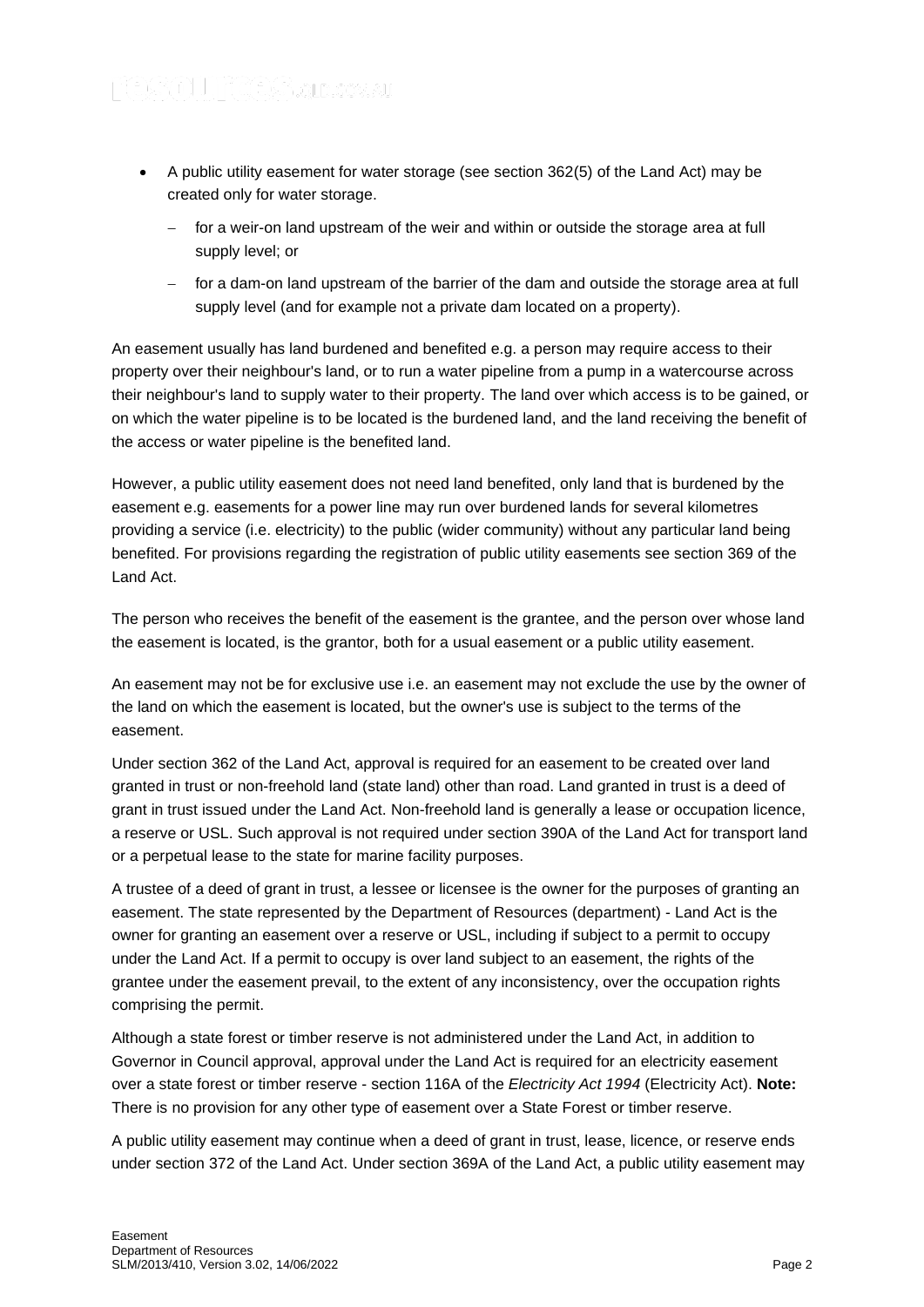- A public utility easement for water storage (see section 362(5) of the Land Act) may be created only for water storage.
  - for a weir-on land upstream of the weir and within or outside the storage area at full supply level; or
  - for a dam-on land upstream of the barrier of the dam and outside the storage area at full supply level (and for example not a private dam located on a property).

An easement usually has land burdened and benefited e.g. a person may require access to their property over their neighbour's land, or to run a water pipeline from a pump in a watercourse across their neighbour's land to supply water to their property. The land over which access is to be gained, or on which the water pipeline is to be located is the burdened land, and the land receiving the benefit of the access or water pipeline is the benefited land.

However, a public utility easement does not need land benefited, only land that is burdened by the easement e.g. easements for a power line may run over burdened lands for several kilometres providing a service (i.e. electricity) to the public (wider community) without any particular land being benefited. For provisions regarding the registration of public utility easements see section 369 of the Land Act.

The person who receives the benefit of the easement is the grantee, and the person over whose land the easement is located, is the grantor, both for a usual easement or a public utility easement.

An easement may not be for exclusive use i.e. an easement may not exclude the use by the owner of the land on which the easement is located, but the owner's use is subject to the terms of the easement.

Under section 362 of the Land Act, approval is required for an easement to be created over land granted in trust or non-freehold land (state land) other than road. Land granted in trust is a deed of grant in trust issued under the Land Act. Non-freehold land is generally a lease or occupation licence, a reserve or USL. Such approval is not required under section 390A of the Land Act for transport land or a perpetual lease to the state for marine facility purposes.

A trustee of a deed of grant in trust, a lessee or licensee is the owner for the purposes of granting an easement. The state represented by the Department of Resources (department) - Land Act is the owner for granting an easement over a reserve or USL, including if subject to a permit to occupy under the Land Act. If a permit to occupy is over land subject to an easement, the rights of the grantee under the easement prevail, to the extent of any inconsistency, over the occupation rights comprising the permit.

Although a state forest or timber reserve is not administered under the Land Act, in addition to Governor in Council approval, approval under the Land Act is required for an electricity easement over a state forest or timber reserve - section 116A of the *Electricity Act 1994* (Electricity Act). **Note:** There is no provision for any other type of easement over a State Forest or timber reserve.

A public utility easement may continue when a deed of grant in trust, lease, licence, or reserve ends under section 372 of the Land Act. Under section 369A of the Land Act, a public utility easement may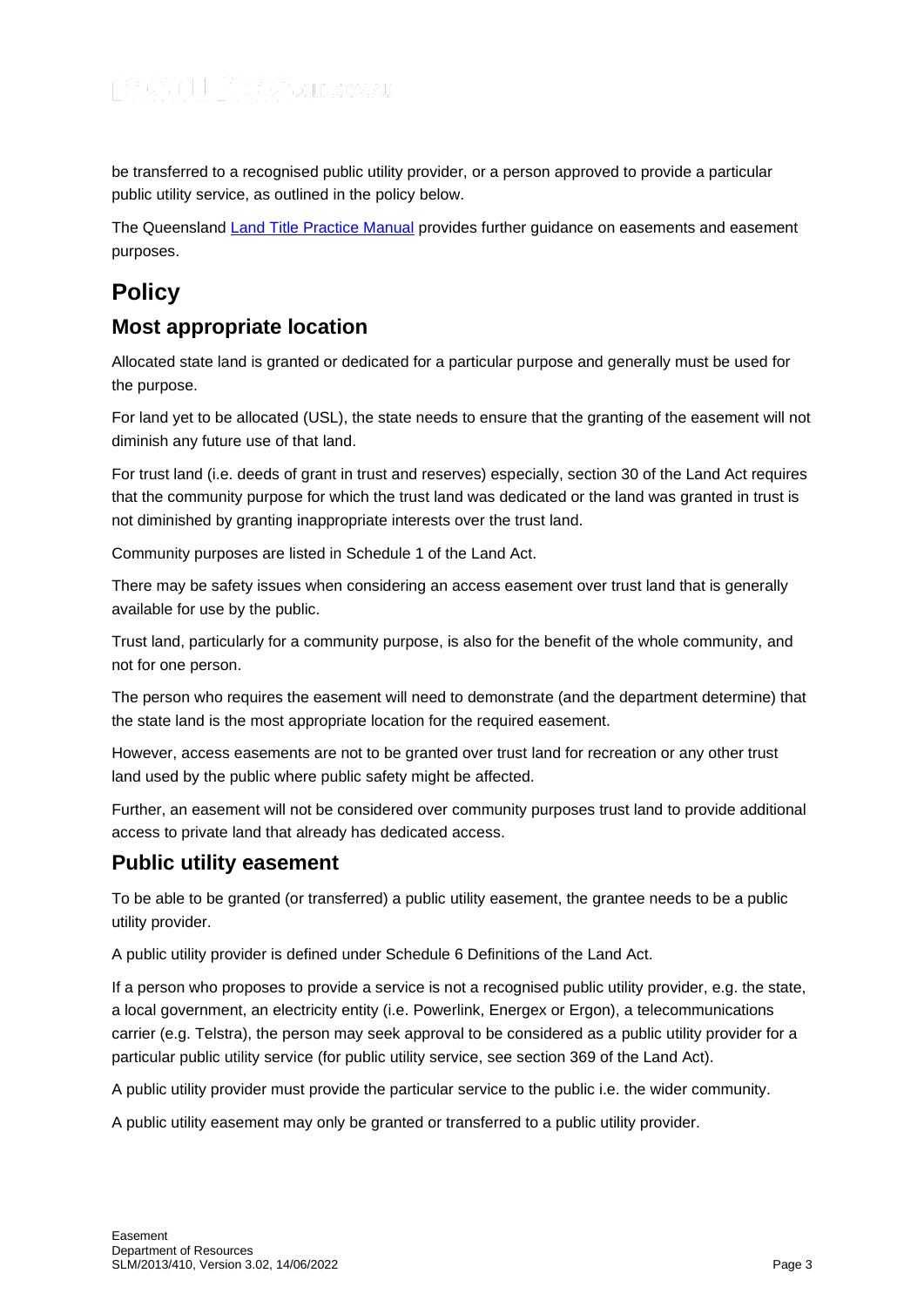be transferred to a recognised public utility provider, or a person approved to provide a particular public utility service, as outlined in the policy below.

The Queensland [Land Title Practice Manual] provides further guidance on easements and easement purposes.

# Policy

## Most appropriate location

Allocated state land is granted or dedicated for a particular purpose and generally must be used for the purpose.

For land yet to be allocated (USL), the state needs to ensure that the granting of the easement will not diminish any future use of that land.

For trust land (i.e. deeds of grant in trust and reserves) especially, section 30 of the Land Act requires that the community purpose for which the trust land was dedicated or the land was granted in trust is not diminished by granting inappropriate interests over the trust land.

Community purposes are listed in Schedule 1 of the Land Act.

There may be safety issues when considering an access easement over trust land that is generally available for use by the public.

Trust land, particularly for a community purpose, is also for the benefit of the whole community, and not for one person.

The person who requires the easement will need to demonstrate (and the department determine) that the state land is the most appropriate location for the required easement.

However, access easements are not to be granted over trust land for recreation or any other trust land used by the public where public safety might be affected.

Further, an easement will not be considered over community purposes trust land to provide additional access to private land that already has dedicated access.

## Public utility easement

To be able to be granted (or transferred) a public utility easement, the grantee needs to be a public utility provider.

A public utility provider is defined under Schedule 6 Definitions of the Land Act.

If a person who proposes to provide a service is not a recognised public utility provider, e.g. the state, a local government, an electricity entity (i.e. Powerlink, Energex or Ergon), a telecommunications carrier (e.g. Telstra), the person may seek approval to be considered as a public utility provider for a particular public utility service (for public utility service, see section 369 of the Land Act).

A public utility provider must provide the particular service to the public i.e. the wider community.

A public utility easement may only be granted or transferred to a public utility provider.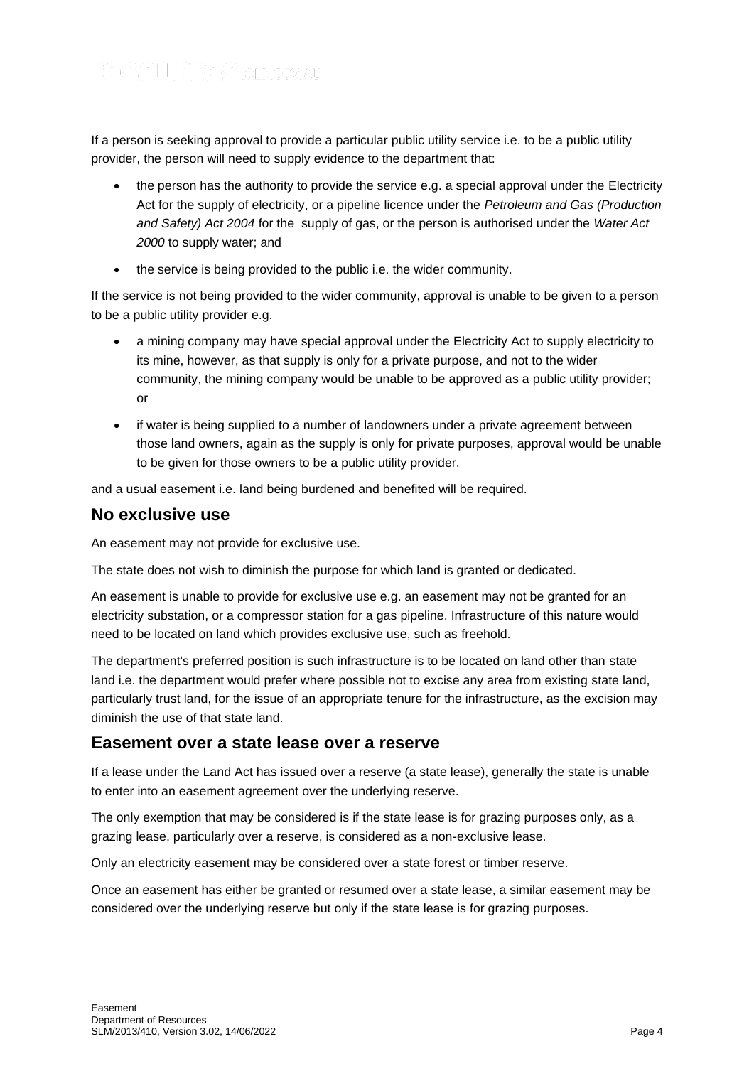If a person is seeking approval to provide a particular public utility service i.e. to be a public utility provider, the person will need to supply evidence to the department that:

- the person has the authority to provide the service e.g. a special approval under the Electricity Act for the supply of electricity, or a pipeline licence under the *Petroleum and Gas (Production and Safety) Act 2004* for the supply of gas, or the person is authorised under the *Water Act 2000* to supply water; and
- the service is being provided to the public i.e. the wider community.

If the service is not being provided to the wider community, approval is unable to be given to a person to be a public utility provider e.g.

- a mining company may have special approval under the Electricity Act to supply electricity to its mine, however, as that supply is only for a private purpose, and not to the wider community, the mining company would be unable to be approved as a public utility provider; or
- if water is being supplied to a number of landowners under a private agreement between those land owners, again as the supply is only for private purposes, approval would be unable to be given for those owners to be a public utility provider.

and a usual easement i.e. land being burdened and benefited will be required.

## No exclusive use

An easement may not provide for exclusive use.

The state does not wish to diminish the purpose for which land is granted or dedicated.

An easement is unable to provide for exclusive use e.g. an easement may not be granted for an electricity substation, or a compressor station for a gas pipeline. Infrastructure of this nature would need to be located on land which provides exclusive use, such as freehold.

The department's preferred position is such infrastructure is to be located on land other than state land i.e. the department would prefer where possible not to excise any area from existing state land, particularly trust land, for the issue of an appropriate tenure for the infrastructure, as the excision may diminish the use of that state land.

## Easement over a state lease over a reserve

If a lease under the Land Act has issued over a reserve (a state lease), generally the state is unable to enter into an easement agreement over the underlying reserve.

The only exemption that may be considered is if the state lease is for grazing purposes only, as a grazing lease, particularly over a reserve, is considered as a non-exclusive lease.

Only an electricity easement may be considered over a state forest or timber reserve.

Once an easement has either be granted or resumed over a state lease, a similar easement may be considered over the underlying reserve but only if the state lease is for grazing purposes.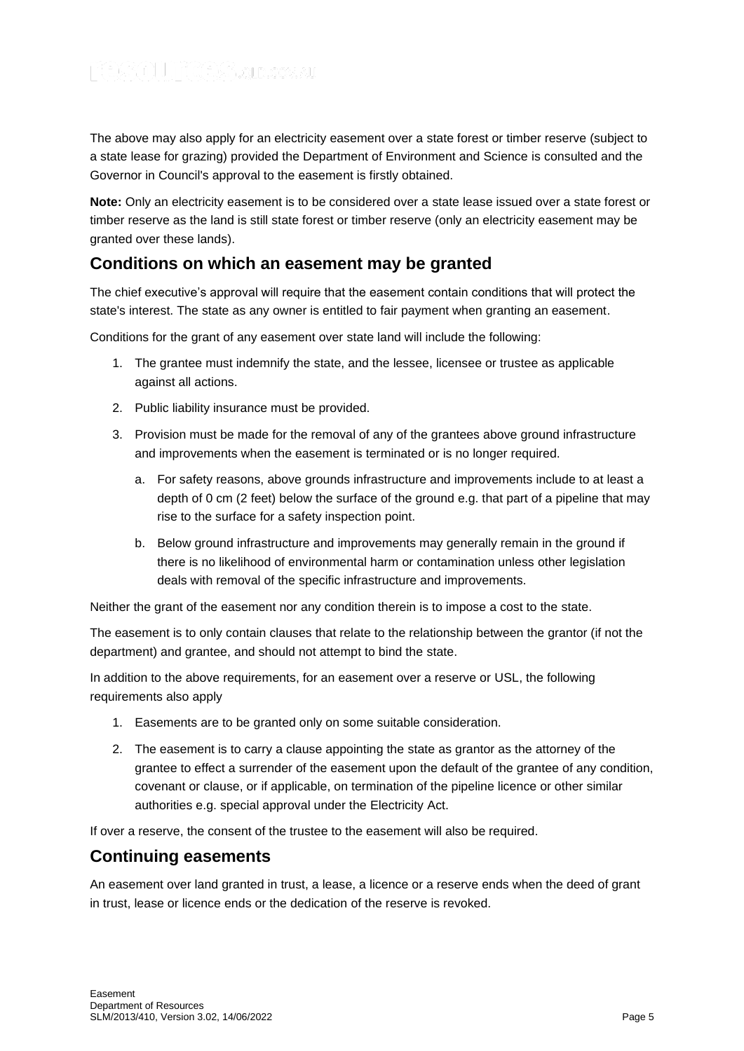The above may also apply for an electricity easement over a state forest or timber reserve (subject to a state lease for grazing) provided the Department of Environment and Science is consulted and the Governor in Council's approval to the easement is firstly obtained.

**Note:** Only an electricity easement is to be considered over a state lease issued over a state forest or timber reserve as the land is still state forest or timber reserve (only an electricity easement may be granted over these lands).

## Conditions on which an easement may be granted

The chief executive's approval will require that the easement contain conditions that will protect the state's interest. The state as any owner is entitled to fair payment when granting an easement.

Conditions for the grant of any easement over state land will include the following:

1. The grantee must indemnify the state, and the lessee, licensee or trustee as applicable against all actions.
2. Public liability insurance must be provided.
3. Provision must be made for the removal of any of the grantees above ground infrastructure and improvements when the easement is terminated or is no longer required.
   a. For safety reasons, above grounds infrastructure and improvements include to at least a depth of 0 cm (2 feet) below the surface of the ground e.g. that part of a pipeline that may rise to the surface for a safety inspection point.
   b. Below ground infrastructure and improvements may generally remain in the ground if there is no likelihood of environmental harm or contamination unless other legislation deals with removal of the specific infrastructure and improvements.

Neither the grant of the easement nor any condition therein is to impose a cost to the state.

The easement is to only contain clauses that relate to the relationship between the grantor (if not the department) and grantee, and should not attempt to bind the state.

In addition to the above requirements, for an easement over a reserve or USL, the following requirements also apply

1. Easements are to be granted only on some suitable consideration.
2. The easement is to carry a clause appointing the state as grantor as the attorney of the grantee to effect a surrender of the easement upon the default of the grantee of any condition, covenant or clause, or if applicable, on termination of the pipeline licence or other similar authorities e.g. special approval under the Electricity Act.

If over a reserve, the consent of the trustee to the easement will also be required.

## Continuing easements

An easement over land granted in trust, a lease, a licence or a reserve ends when the deed of grant in trust, lease or licence ends or the dedication of the reserve is revoked.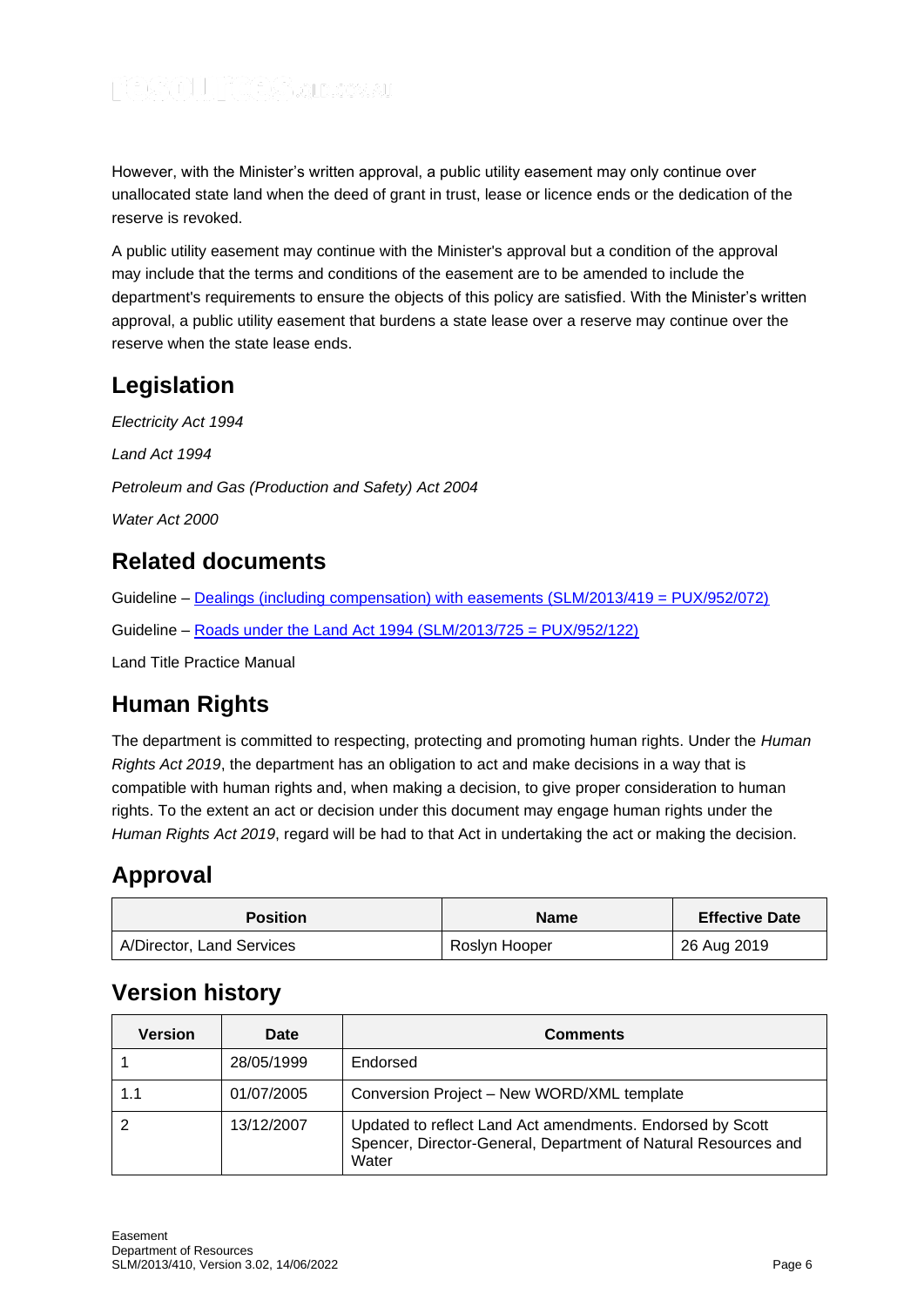However, with the Minister's written approval, a public utility easement may only continue over unallocated state land when the deed of grant in trust, lease or licence ends or the dedication of the reserve is revoked.

A public utility easement may continue with the Minister's approval but a condition of the approval may include that the terms and conditions of the easement are to be amended to include the department's requirements to ensure the objects of this policy are satisfied. With the Minister's written approval, a public utility easement that burdens a state lease over a reserve may continue over the reserve when the state lease ends.

## Legislation

*Electricity Act 1994*

*Land Act 1994*

*Petroleum and Gas (Production and Safety) Act 2004*

*Water Act 2000*

## Related documents

Guideline – Dealings (including compensation) with easements (SLM/2013/419 = PUX/952/072)

Guideline – Roads under the Land Act 1994 (SLM/2013/725 = PUX/952/122)

Land Title Practice Manual

## Human Rights

The department is committed to respecting, protecting and promoting human rights. Under the *Human Rights Act 2019*, the department has an obligation to act and make decisions in a way that is compatible with human rights and, when making a decision, to give proper consideration to human rights. To the extent an act or decision under this document may engage human rights under the *Human Rights Act 2019*, regard will be had to that Act in undertaking the act or making the decision.

## Approval

| Position | Name | Effective Date |
|---|---|---|
| A/Director, Land Services | Roslyn Hooper | 26 Aug 2019 |

## Version history

| Version | Date | Comments |
|---|---|---|
| 1 | 28/05/1999 | Endorsed |
| 1.1 | 01/07/2005 | Conversion Project – New WORD/XML template |
| 2 | 13/12/2007 | Updated to reflect Land Act amendments. Endorsed by Scott Spencer, Director-General, Department of Natural Resources and Water |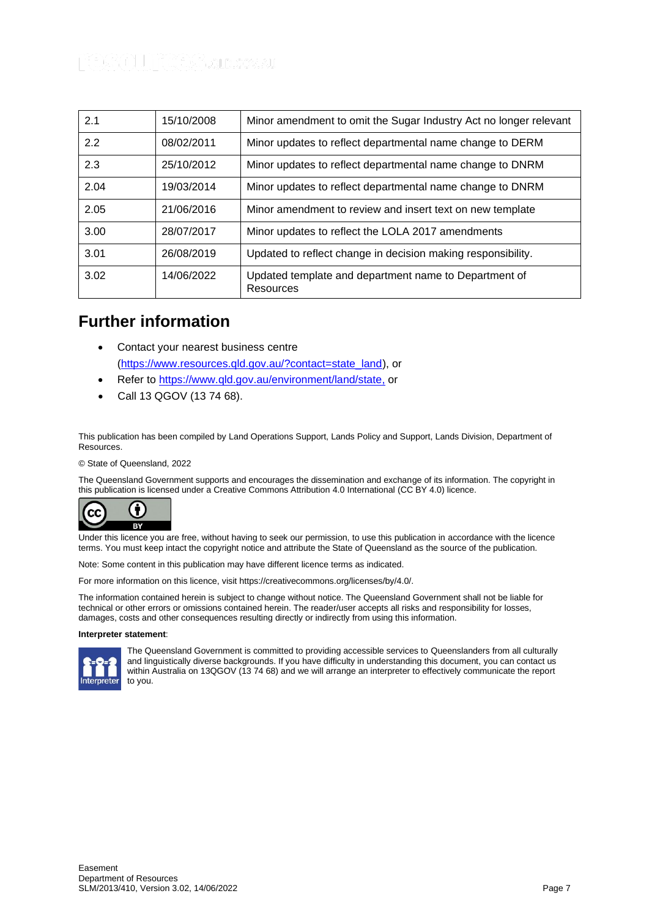| | | |
|---|---|---|
| 2.1 | 15/10/2008 | Minor amendment to omit the Sugar Industry Act no longer relevant |
| 2.2 | 08/02/2011 | Minor updates to reflect departmental name change to DERM |
| 2.3 | 25/10/2012 | Minor updates to reflect departmental name change to DNRM |
| 2.04 | 19/03/2014 | Minor updates to reflect departmental name change to DNRM |
| 2.05 | 21/06/2016 | Minor amendment to review and insert text on new template |
| 3.00 | 28/07/2017 | Minor updates to reflect the LOLA 2017 amendments |
| 3.01 | 26/08/2019 | Updated to reflect change in decision making responsibility. |
| 3.02 | 14/06/2022 | Updated template and department name to Department of Resources |

## Further information

- Contact your nearest business centre (https://www.resources.qld.gov.au/?contact=state_land), or
- Refer to https://www.qld.gov.au/environment/land/state, or
- Call 13 QGOV (13 74 68).

This publication has been compiled by Land Operations Support, Lands Policy and Support, Lands Division, Department of Resources.

© State of Queensland, 2022

The Queensland Government supports and encourages the dissemination and exchange of its information. The copyright in this publication is licensed under a Creative Commons Attribution 4.0 International (CC BY 4.0) licence.

Under this licence you are free, without having to seek our permission, to use this publication in accordance with the licence terms. You must keep intact the copyright notice and attribute the State of Queensland as the source of the publication.

Note: Some content in this publication may have different licence terms as indicated.

For more information on this licence, visit https://creativecommons.org/licenses/by/4.0/.

The information contained herein is subject to change without notice. The Queensland Government shall not be liable for technical or other errors or omissions contained herein. The reader/user accepts all risks and responsibility for losses, damages, costs and other consequences resulting directly or indirectly from using this information.

**Interpreter statement**:

The Queensland Government is committed to providing accessible services to Queenslanders from all culturally and linguistically diverse backgrounds. If you have difficulty in understanding this document, you can contact us within Australia on 13QGOV (13 74 68) and we will arrange an interpreter to effectively communicate the report to you.